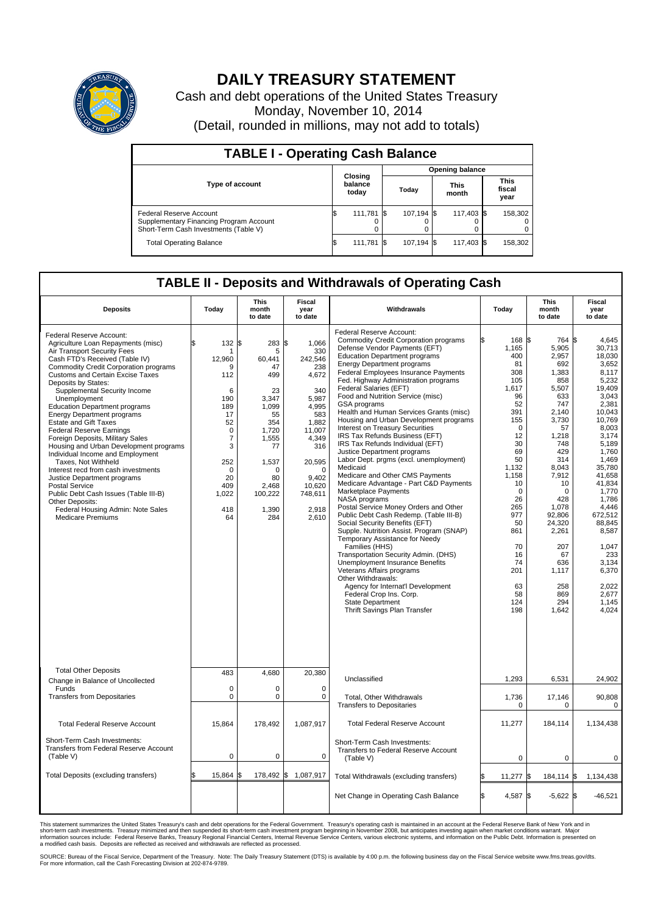# DAILY TREASURY STATEMENT

Cash and debt operations of the United States Treasury
Monday, November 10, 2014
(Detail, rounded in millions, may not add to totals)

## TABLE I - Operating Cash Balance

| Type of account | Closing balance today | Opening balance Today | Opening balance This month | Opening balance This fiscal year |
|---|---|---|---|---|
| Federal Reserve Account | $ 111,781 | $ 107,194 | $ 117,403 | $ 158,302 |
| Supplementary Financing Program Account | 0 | 0 | 0 | 0 |
| Short-Term Cash Investments (Table V) | 0 | 0 | 0 | 0 |
| Total Operating Balance | $ 111,781 | $ 107,194 | $ 117,403 | $ 158,302 |

## TABLE II - Deposits and Withdrawals of Operating Cash

| Deposits | Today | This month to date | Fiscal year to date | Withdrawals | Today | This month to date | Fiscal year to date |
|---|---|---|---|---|---|---|---|
| Federal Reserve Account: | | | | Federal Reserve Account: | | | |
| Agriculture Loan Repayments (misc) | $ 132 | $ 283 | $ 1,066 | Commodity Credit Corporation programs | $ 168 | $ 764 | $ 4,645 |
| Air Transport Security Fees | 1 | 5 | 330 | Defense Vendor Payments (EFT) | 1,165 | 5,905 | 30,713 |
| Cash FTD's Received (Table IV) | 12,960 | 60,441 | 242,546 | Education Department programs | 400 | 2,957 | 18,030 |
| Commodity Credit Corporation programs | 9 | 47 | 238 | Energy Department programs | 81 | 692 | 3,652 |
| Customs and Certain Excise Taxes | 112 | 499 | 4,672 | Federal Employees Insurance Payments | 308 | 1,383 | 8,117 |
| Deposits by States: | | | | Fed. Highway Administration programs | 105 | 858 | 5,232 |
| Supplemental Security Income | 6 | 23 | 340 | Federal Salaries (EFT) | 1,617 | 5,507 | 19,409 |
| Unemployment | 190 | 3,347 | 5,987 | Food and Nutrition Service (misc) | 96 | 633 | 3,043 |
| Education Department programs | 189 | 1,099 | 4,995 | GSA programs | 52 | 747 | 2,381 |
| Energy Department programs | 17 | 55 | 583 | Health and Human Services Grants (misc) | 391 | 2,140 | 10,043 |
| Estate and Gift Taxes | 52 | 354 | 1,882 | Housing and Urban Development programs | 155 | 3,730 | 10,769 |
| Federal Reserve Earnings | 0 | 1,720 | 11,007 | Interest on Treasury Securities | 0 | 57 | 8,003 |
| Foreign Deposits, Military Sales | 7 | 1,555 | 4,349 | IRS Tax Refunds Business (EFT) | 12 | 1,218 | 3,174 |
| Housing and Urban Development programs | 3 | 77 | 316 | IRS Tax Refunds Individual (EFT) | 30 | 748 | 5,189 |
| Individual Income and Employment Taxes, Not Withheld | 252 | 1,537 | 20,595 | Justice Department programs | 69 | 429 | 1,760 |
| Interest recd from cash investments | 0 | 0 | 0 | Labor Dept. prgms (excl. unemployment) | 50 | 314 | 1,469 |
| Justice Department programs | 20 | 80 | 9,402 | Medicaid | 1,132 | 8,043 | 35,780 |
| Postal Service | 409 | 2,468 | 10,620 | Medicare and Other CMS Payments | 1,158 | 7,912 | 41,658 |
| Public Debt Cash Issues (Table III-B) | 1,022 | 100,222 | 748,611 | Medicare Advantage - Part C&D Payments | 10 | 10 | 41,834 |
| Other Deposits: | | | | Marketplace Payments | 0 | 0 | 1,770 |
| Federal Housing Admin: Note Sales | 418 | 1,390 | 2,918 | NASA programs | 26 | 428 | 1,786 |
| Medicare Premiums | 64 | 284 | 2,610 | Postal Service Money Orders and Other | 265 | 1,078 | 4,446 |
| | | | | Public Debt Cash Redemp. (Table III-B) | 977 | 92,806 | 672,512 |
| | | | | Social Security Benefits (EFT) | 50 | 24,320 | 88,845 |
| | | | | Supple. Nutrition Assist. Program (SNAP) | 861 | 2,261 | 8,587 |
| | | | | Temporary Assistance for Needy Families (HHS) | 70 | 207 | 1,047 |
| | | | | Transportation Security Admin. (DHS) | 16 | 67 | 233 |
| | | | | Unemployment Insurance Benefits | 74 | 636 | 3,134 |
| | | | | Veterans Affairs programs | 201 | 1,117 | 6,370 |
| | | | | Other Withdrawals: | | | |
| | | | | Agency for Internat'l Development | 63 | 258 | 2,022 |
| | | | | Federal Crop Ins. Corp. | 58 | 869 | 2,677 |
| | | | | State Department | 124 | 294 | 1,145 |
| | | | | Thrift Savings Plan Transfer | 198 | 1,642 | 4,024 |
| Total Other Deposits | 483 | 4,680 | 20,380 | Unclassified | 1,293 | 6,531 | 24,902 |
| Change in Balance of Uncollected Funds | 0 | 0 | 0 | | | | |
| Transfers from Depositaries | 0 | 0 | 0 | Total, Other Withdrawals | 1,736 | 17,146 | 90,808 |
| | | | | Transfers to Depositaries | 0 | 0 | 0 |
| Total Federal Reserve Account | 15,864 | 178,492 | 1,087,917 | Total Federal Reserve Account | 11,277 | 184,114 | 1,134,438 |
| Short-Term Cash Investments: Transfers from Federal Reserve Account (Table V) | 0 | 0 | 0 | Short-Term Cash Investments: Transfers to Federal Reserve Account (Table V) | 0 | 0 | 0 |
| Total Deposits (excluding transfers) | $ 15,864 | $ 178,492 | $ 1,087,917 | Total Withdrawals (excluding transfers) | $ 11,277 | $ 184,114 | $ 1,134,438 |
| | | | | Net Change in Operating Cash Balance | $ 4,587 | $ -5,622 | $ -46,521 |

This statement summarizes the United States Treasury's cash and debt operations for the Federal Government. Treasury's operating cash is maintained in an account at the Federal Reserve Bank of New York and in short-term cash investments. Treasury minimized and then suspended its short-term cash investment program beginning in November 2008, but anticipates investing again when market conditions warrant. Major information sources include: Federal Reserve Banks, Treasury Regional Financial Centers, Internal Revenue Service Centers, various electronic systems, and information on the Public Debt. Information is presented on a modified cash basis. Deposits are reflected as received and withdrawals are reflected as processed.

SOURCE: Bureau of the Fiscal Service, Department of the Treasury. Note: The Daily Treasury Statement (DTS) is available by 4:00 p.m. the following business day on the Fiscal Service website www.fms.treas.gov/dts. For more information, call the Cash Forecasting Division at 202-874-9789.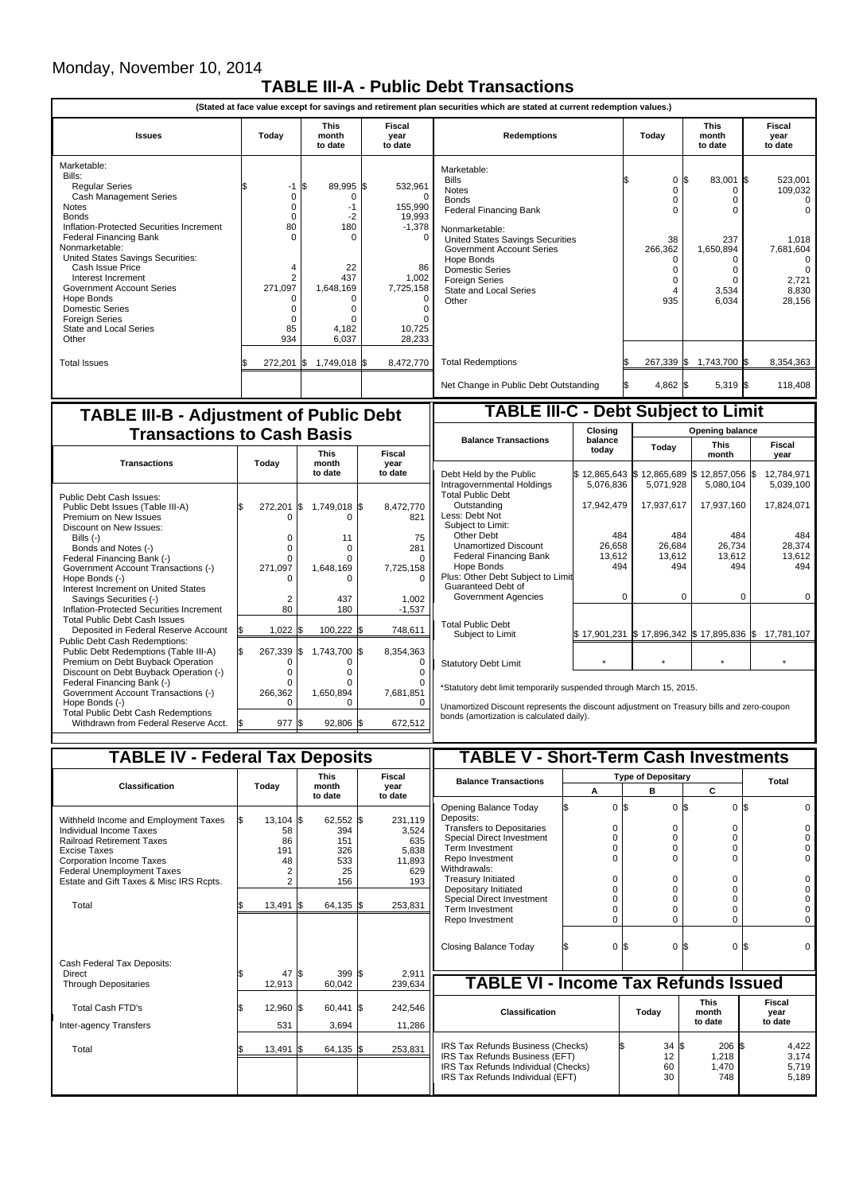Monday, November 10, 2014

# TABLE III-A - Public Debt Transactions

(Stated at face value except for savings and retirement plan securities which are stated at current redemption values.)

| Issues | Today | This month to date | Fiscal year to date |
|---|---|---|---|
| Marketable: | | | |
| Bills: | | | |
| Regular Series | $ -1 | $ 89,995 | $ 532,961 |
| Cash Management Series | 0 | 0 | 0 |
| Notes | 0 | -1 | 155,990 |
| Bonds | 0 | -2 | 19,993 |
| Inflation-Protected Securities Increment | 80 | 180 | -1,378 |
| Federal Financing Bank | 0 | 0 | 0 |
| Nonmarketable: | | | |
| United States Savings Securities: | | | |
| Cash Issue Price | 4 | 22 | 86 |
| Interest Increment | 2 | 437 | 1,002 |
| Government Account Series | 271,097 | 1,648,169 | 7,725,158 |
| Hope Bonds | 0 | 0 | 0 |
| Domestic Series | 0 | 0 | 0 |
| Foreign Series | 0 | 0 | 0 |
| State and Local Series | 85 | 4,182 | 10,725 |
| Other | 934 | 6,037 | 28,233 |
| Total Issues | $ 272,201 | $ 1,749,018 | $ 8,472,770 |

| Redemptions | Today | This month to date | Fiscal year to date |
|---|---|---|---|
| Marketable: | | | |
| Bills | $ 0 | $ 83,001 | $ 523,001 |
| Notes | 0 | 0 | 109,032 |
| Bonds | 0 | 0 | 0 |
| Federal Financing Bank | 0 | 0 | 0 |
| Nonmarketable: | | | |
| United States Savings Securities | 38 | 237 | 1,018 |
| Government Account Series | 266,362 | 1,650,894 | 7,681,604 |
| Hope Bonds | 0 | 0 | 0 |
| Domestic Series | 0 | 0 | 0 |
| Foreign Series | 0 | 0 | 2,721 |
| State and Local Series | 4 | 3,534 | 8,830 |
| Other | 935 | 6,034 | 28,156 |
| Total Redemptions | $ 267,339 | $ 1,743,700 | $ 8,354,363 |
| Net Change in Public Debt Outstanding | $ 4,862 | $ 5,319 | $ 118,408 |

# TABLE III-B - Adjustment of Public Debt Transactions to Cash Basis

| Transactions | Today | This month to date | Fiscal year to date |
|---|---|---|---|
| Public Debt Cash Issues: | | | |
| Public Debt Issues (Table III-A) | $ 272,201 | $ 1,749,018 | $ 8,472,770 |
| Premium on New Issues | 0 | 0 | 821 |
| Discount on New Issues: | | | |
| Bills (-) | 0 | 11 | 75 |
| Bonds and Notes (-) | 0 | 0 | 281 |
| Federal Financing Bank (-) | 0 | 0 | 0 |
| Government Account Transactions (-) | 271,097 | 1,648,169 | 7,725,158 |
| Hope Bonds (-) | 0 | 0 | 0 |
| Interest Increment on United States Savings Securities (-) | 2 | 437 | 1,002 |
| Inflation-Protected Securities Increment | 80 | 180 | -1,537 |
| Total Public Debt Cash Issues Deposited in Federal Reserve Account | $ 1,022 | $ 100,222 | $ 748,611 |
| Public Debt Cash Redemptions: | | | |
| Public Debt Redemptions (Table III-A) | $ 267,339 | $ 1,743,700 | $ 8,354,363 |
| Premium on Debt Buyback Operation | 0 | 0 | 0 |
| Discount on Debt Buyback Operation (-) | 0 | 0 | 0 |
| Federal Financing Bank (-) | 0 | 0 | 0 |
| Government Account Transactions (-) | 266,362 | 1,650,894 | 7,681,851 |
| Hope Bonds (-) | 0 | 0 | 0 |
| Total Public Debt Cash Redemptions Withdrawn from Federal Reserve Acct. | $ 977 | $ 92,806 | $ 672,512 |

# TABLE III-C - Debt Subject to Limit

| Balance Transactions | Closing balance today | Opening balance Today | Opening balance This month | Opening balance Fiscal year |
|---|---|---|---|---|
| Debt Held by the Public | $ 12,865,643 | $ 12,865,689 | $ 12,857,056 | $ 12,784,971 |
| Intragovernmental Holdings | 5,076,836 | 5,071,928 | 5,080,104 | 5,039,100 |
| Total Public Debt Outstanding | 17,942,479 | 17,937,617 | 17,937,160 | 17,824,071 |
| Less: Debt Not Subject to Limit: | | | | |
| Other Debt | 484 | 484 | 484 | 484 |
| Unamortized Discount | 26,658 | 26,684 | 26,734 | 28,374 |
| Federal Financing Bank | 13,612 | 13,612 | 13,612 | 13,612 |
| Hope Bonds | 494 | 494 | 494 | 494 |
| Plus: Other Debt Subject to Limit | | | | |
| Guaranteed Debt of Government Agencies | 0 | 0 | 0 | 0 |
| Total Public Debt Subject to Limit | $ 17,901,231 | $ 17,896,342 | $ 17,895,836 | $ 17,781,107 |
| Statutory Debt Limit | * | * | * | * |

*Statutory debt limit temporarily suspended through March 15, 2015.

Unamortized Discount represents the discount adjustment on Treasury bills and zero-coupon bonds (amortization is calculated daily).

# TABLE IV - Federal Tax Deposits

| Classification | Today | This month to date | Fiscal year to date |
|---|---|---|---|
| Withheld Income and Employment Taxes | $ 13,104 | $ 62,552 | $ 231,119 |
| Individual Income Taxes | 58 | 394 | 3,524 |
| Railroad Retirement Taxes | 86 | 151 | 635 |
| Excise Taxes | 191 | 326 | 5,838 |
| Corporation Income Taxes | 48 | 533 | 11,893 |
| Federal Unemployment Taxes | 2 | 25 | 629 |
| Estate and Gift Taxes & Misc IRS Rcpts. | 2 | 156 | 193 |
| Total | $ 13,491 | $ 64,135 | $ 253,831 |
| Cash Federal Tax Deposits: | | | |
| Direct | $ 47 | $ 399 | $ 2,911 |
| Through Depositaries | 12,913 | 60,042 | 239,634 |
| Total Cash FTD's | $ 12,960 | $ 60,441 | $ 242,546 |
| Inter-agency Transfers | 531 | 3,694 | 11,286 |
| Total | $ 13,491 | $ 64,135 | $ 253,831 |

# TABLE V - Short-Term Cash Investments

| Balance Transactions | Type of Depositary A | Type of Depositary B | Type of Depositary C | Total |
|---|---|---|---|---|
| Opening Balance Today | $ 0 | $ 0 | $ 0 | $ 0 |
| Deposits: | | | | |
| Transfers to Depositaries | 0 | 0 | 0 | 0 |
| Special Direct Investment | 0 | 0 | 0 | 0 |
| Term Investment | 0 | 0 | 0 | 0 |
| Repo Investment | 0 | 0 | 0 | 0 |
| Withdrawals: | | | | |
| Treasury Initiated | 0 | 0 | 0 | 0 |
| Depositary Initiated | 0 | 0 | 0 | 0 |
| Special Direct Investment | 0 | 0 | 0 | 0 |
| Term Investment | 0 | 0 | 0 | 0 |
| Repo Investment | 0 | 0 | 0 | 0 |
| Closing Balance Today | $ 0 | $ 0 | $ 0 | $ 0 |

# TABLE VI - Income Tax Refunds Issued

| Classification | Today | This month to date | Fiscal year to date |
|---|---|---|---|
| IRS Tax Refunds Business (Checks) | $ 34 | $ 206 | $ 4,422 |
| IRS Tax Refunds Business (EFT) | 12 | 1,218 | 3,174 |
| IRS Tax Refunds Individual (Checks) | 60 | 1,470 | 5,719 |
| IRS Tax Refunds Individual (EFT) | 30 | 748 | 5,189 |